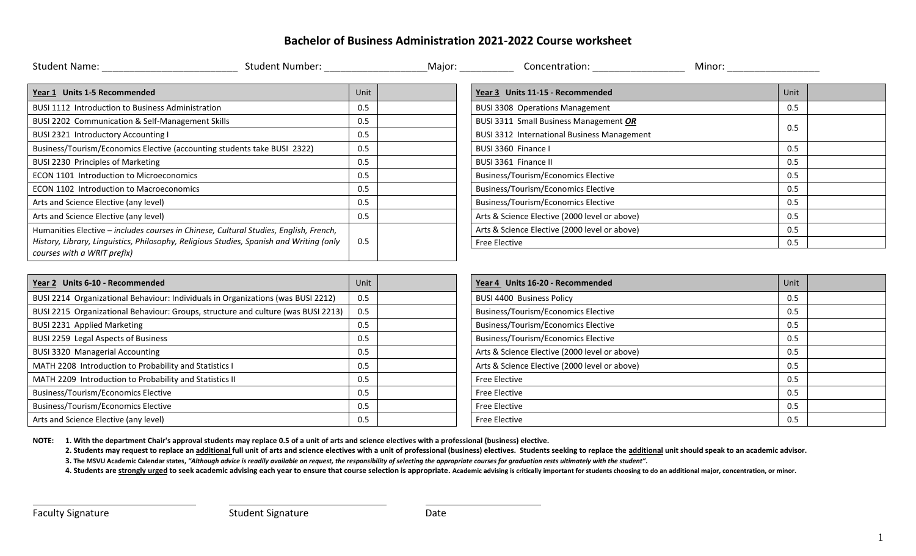# Bachelor of Business Administration 2021-2022 Course worksheet

Student Name: _________________________ Student Number: ___________________Major: __________ Concentration: _________________ Minor: _________________

| Year 1 Units 1-5 Recommended | Unit | |
|---|---|---|
| BUSI 1112 Introduction to Business Administration | 0.5 | |
| BUSI 2202 Communication & Self-Management Skills | 0.5 | |
| BUSI 2321 Introductory Accounting I | 0.5 | |
| Business/Tourism/Economics Elective (accounting students take BUSI 2322) | 0.5 | |
| BUSI 2230 Principles of Marketing | 0.5 | |
| ECON 1101 Introduction to Microeconomics | 0.5 | |
| ECON 1102 Introduction to Macroeconomics | 0.5 | |
| Arts and Science Elective (any level) | 0.5 | |
| Arts and Science Elective (any level) | 0.5 | |
| Humanities Elective – *includes courses in Chinese, Cultural Studies, English, French, History, Library, Linguistics, Philosophy, Religious Studies, Spanish and Writing (only courses with a WRIT prefix)* | 0.5 | |

| Year 2 Units 6-10 - Recommended | Unit | |
|---|---|---|
| BUSI 2214 Organizational Behaviour: Individuals in Organizations (was BUSI 2212) | 0.5 | |
| BUSI 2215 Organizational Behaviour: Groups, structure and culture (was BUSI 2213) | 0.5 | |
| BUSI 2231 Applied Marketing | 0.5 | |
| BUSI 2259 Legal Aspects of Business | 0.5 | |
| BUSI 3320 Managerial Accounting | 0.5 | |
| MATH 2208 Introduction to Probability and Statistics I | 0.5 | |
| MATH 2209 Introduction to Probability and Statistics II | 0.5 | |
| Business/Tourism/Economics Elective | 0.5 | |
| Business/Tourism/Economics Elective | 0.5 | |
| Arts and Science Elective (any level) | 0.5 | |

| Year 3 Units 11-15 - Recommended | Unit | |
|---|---|---|
| BUSI 3308 Operations Management | 0.5 | |
| BUSI 3311 Small Business Management ***OR*** BUSI 3312 International Business Management | 0.5 | |
| BUSI 3360 Finance I | 0.5 | |
| BUSI 3361 Finance II | 0.5 | |
| Business/Tourism/Economics Elective | 0.5 | |
| Business/Tourism/Economics Elective | 0.5 | |
| Business/Tourism/Economics Elective | 0.5 | |
| Arts & Science Elective (2000 level or above) | 0.5 | |
| Arts & Science Elective (2000 level or above) | 0.5 | |
| Free Elective | 0.5 | |

| Year 4 Units 16-20 - Recommended | Unit | |
|---|---|---|
| BUSI 4400 Business Policy | 0.5 | |
| Business/Tourism/Economics Elective | 0.5 | |
| Business/Tourism/Economics Elective | 0.5 | |
| Business/Tourism/Economics Elective | 0.5 | |
| Arts & Science Elective (2000 level or above) | 0.5 | |
| Arts & Science Elective (2000 level or above) | 0.5 | |
| Free Elective | 0.5 | |
| Free Elective | 0.5 | |
| Free Elective | 0.5 | |
| Free Elective | 0.5 | |

**NOTE:**

**1. With the department Chair's approval students may replace 0.5 of a unit of arts and science electives with a professional (business) elective.**

**2. Students may request to replace an additional full unit of arts and science electives with a unit of professional (business) electives. Students seeking to replace the additional unit should speak to an academic advisor.**

**3. The MSVU Academic Calendar states, *"Although advice is readily available on request, the responsibility of selecting the appropriate courses for graduation rests ultimately with the student"*.**

**4. Students are strongly urged to seek academic advising each year to ensure that course selection is appropriate. Academic advising is critically important for students choosing to do an additional major, concentration, or minor.**

_______________________________ Faculty Signature

_______________________________ Student Signature

______________________ Date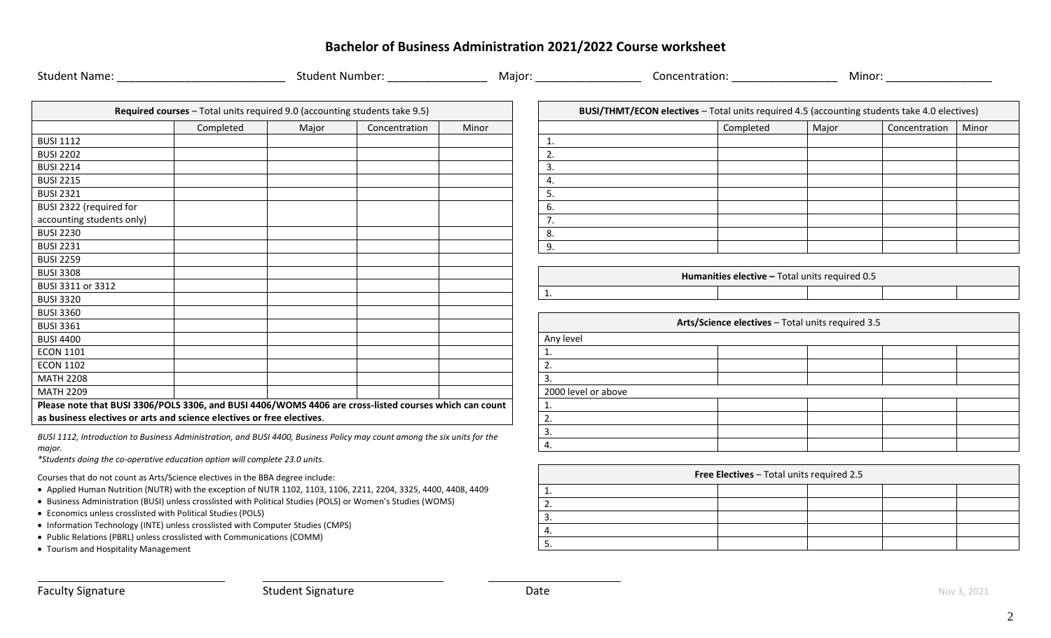# Bachelor of Business Administration 2021/2022 Course worksheet

Student Name: ___________________________ Student Number: ________________ Major: _________________ Concentration: _________________ Minor: _________________

| **Required courses** – Total units required 9.0 (accounting students take 9.5) | | | | |
|---|---|---|---|---|
| | Completed | Major | Concentration | Minor |
| BUSI 1112 | | | | |
| BUSI 2202 | | | | |
| BUSI 2214 | | | | |
| BUSI 2215 | | | | |
| BUSI 2321 | | | | |
| BUSI 2322 (required for accounting students only) | | | | |
| BUSI 2230 | | | | |
| BUSI 2231 | | | | |
| BUSI 2259 | | | | |
| BUSI 3308 | | | | |
| BUSI 3311 or 3312 | | | | |
| BUSI 3320 | | | | |
| BUSI 3360 | | | | |
| BUSI 3361 | | | | |
| BUSI 4400 | | | | |
| ECON 1101 | | | | |
| ECON 1102 | | | | |
| MATH 2208 | | | | |
| MATH 2209 | | | | |
| **Please note that BUSI 3306/POLS 3306, and BUSI 4406/WOMS 4406 are cross-listed courses which can count as business electives or arts and science electives or free electives**. | | | | |

*BUSI 1112, Introduction to Business Administration, and BUSI 4400, Business Policy may count among the six units for the major.*

*\*Students doing the co-operative education option will complete 23.0 units.*

Courses that do not count as Arts/Science electives in the BBA degree include:

- Applied Human Nutrition (NUTR) with the exception of NUTR 1102, 1103, 1106, 2211, 2204, 3325, 4400, 4408, 4409
- Business Administration (BUSI) unless crosslisted with Political Studies (POLS) or Women's Studies (WOMS)
- Economics unless crosslisted with Political Studies (POLS)
- Information Technology (INTE) unless crosslisted with Computer Studies (CMPS)
- Public Relations (PBRL) unless crosslisted with Communications (COMM)
- Tourism and Hospitality Management

| **BUSI/THMT/ECON electives** – Total units required 4.5 (accounting students take 4.0 electives) | | | | |
|---|---|---|---|---|
| | Completed | Major | Concentration | Minor |
| 1. | | | | |
| 2. | | | | |
| 3. | | | | |
| 4. | | | | |
| 5. | | | | |
| 6. | | | | |
| 7. | | | | |
| 8. | | | | |
| 9. | | | | |

| **Humanities elective –** Total units required 0.5 | | | | |
|---|---|---|---|---|
| 1. | | | | |

| **Arts/Science electives** – Total units required 3.5 | | | | |
|---|---|---|---|---|
| Any level | | | | |
| 1. | | | | |
| 2. | | | | |
| 3. | | | | |
| 2000 level or above | | | | |
| 1. | | | | |
| 2. | | | | |
| 3. | | | | |
| 4. | | | | |

| **Free Electives** – Total units required 2.5 | | | | |
|---|---|---|---|---|
| 1. | | | | |
| 2. | | | | |
| 3. | | | | |
| 4. | | | | |
| 5. | | | | |

Faculty Signature _______________ Student Signature _______________ Date _______________

Nov 3, 2021